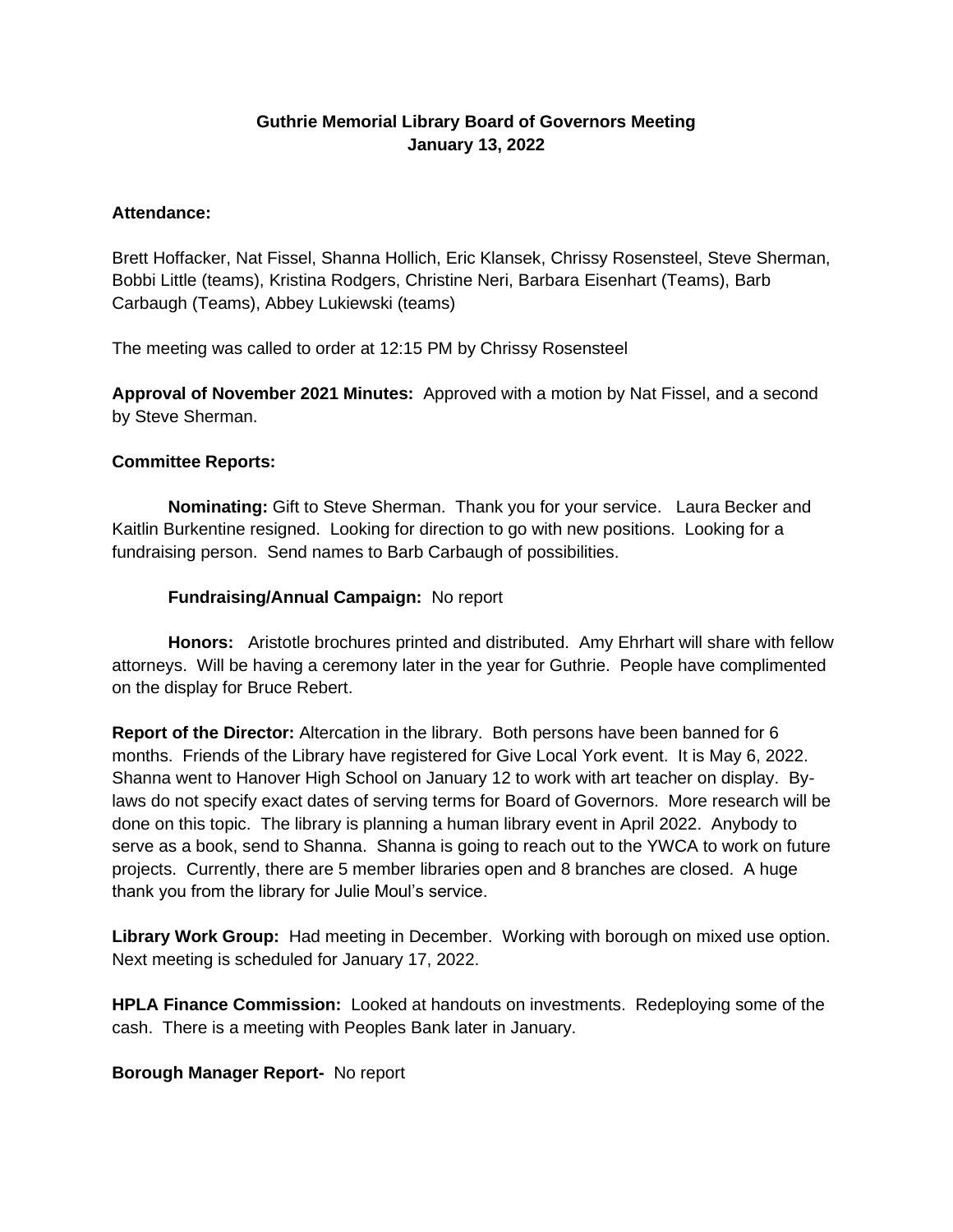# Guthrie Memorial Library Board of Governors Meeting
## January 13, 2022

**Attendance:**

Brett Hoffacker, Nat Fissel, Shanna Hollich, Eric Klansek, Chrissy Rosensteel, Steve Sherman, Bobbi Little (teams), Kristina Rodgers, Christine Neri, Barbara Eisenhart (Teams), Barb Carbaugh (Teams), Abbey Lukiewski (teams)

The meeting was called to order at 12:15 PM by Chrissy Rosensteel

**Approval of November 2021 Minutes:** Approved with a motion by Nat Fissel, and a second by Steve Sherman.

**Committee Reports:**

**Nominating:** Gift to Steve Sherman. Thank you for your service. Laura Becker and Kaitlin Burkentine resigned. Looking for direction to go with new positions. Looking for a fundraising person. Send names to Barb Carbaugh of possibilities.

**Fundraising/Annual Campaign:** No report

**Honors:** Aristotle brochures printed and distributed. Amy Ehrhart will share with fellow attorneys. Will be having a ceremony later in the year for Guthrie. People have complimented on the display for Bruce Rebert.

**Report of the Director:** Altercation in the library. Both persons have been banned for 6 months. Friends of the Library have registered for Give Local York event. It is May 6, 2022. Shanna went to Hanover High School on January 12 to work with art teacher on display. By-laws do not specify exact dates of serving terms for Board of Governors. More research will be done on this topic. The library is planning a human library event in April 2022. Anybody to serve as a book, send to Shanna. Shanna is going to reach out to the YWCA to work on future projects. Currently, there are 5 member libraries open and 8 branches are closed. A huge thank you from the library for Julie Moul's service.

**Library Work Group:** Had meeting in December. Working with borough on mixed use option. Next meeting is scheduled for January 17, 2022.

**HPLA Finance Commission:** Looked at handouts on investments. Redeploying some of the cash. There is a meeting with Peoples Bank later in January.

**Borough Manager Report-** No report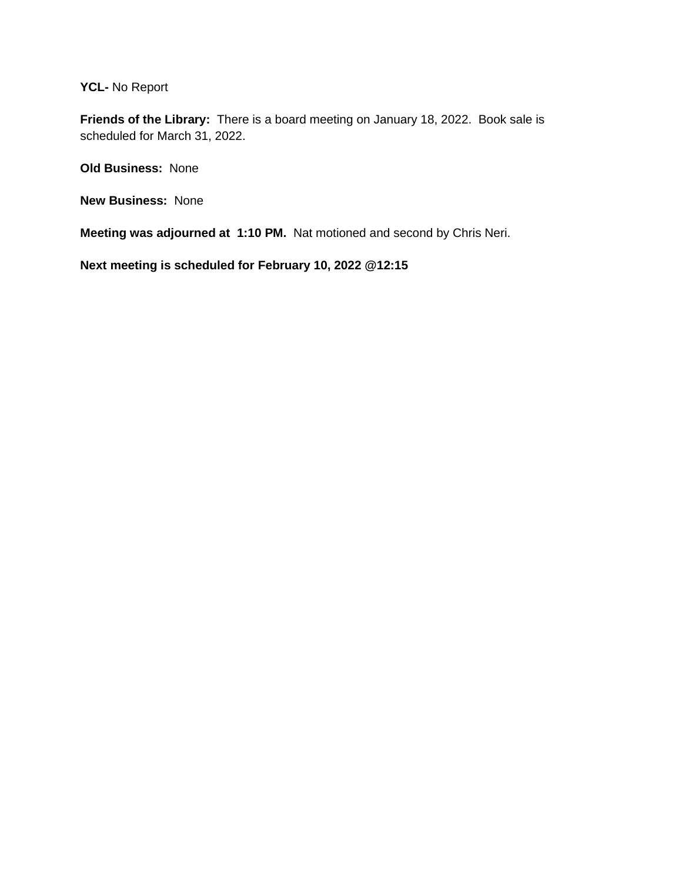**YCL-** No Report

**Friends of the Library:** There is a board meeting on January 18, 2022. Book sale is scheduled for March 31, 2022.

**Old Business:** None

**New Business:** None

**Meeting was adjourned at 1:10 PM.** Nat motioned and second by Chris Neri.

**Next meeting is scheduled for February 10, 2022 @12:15**